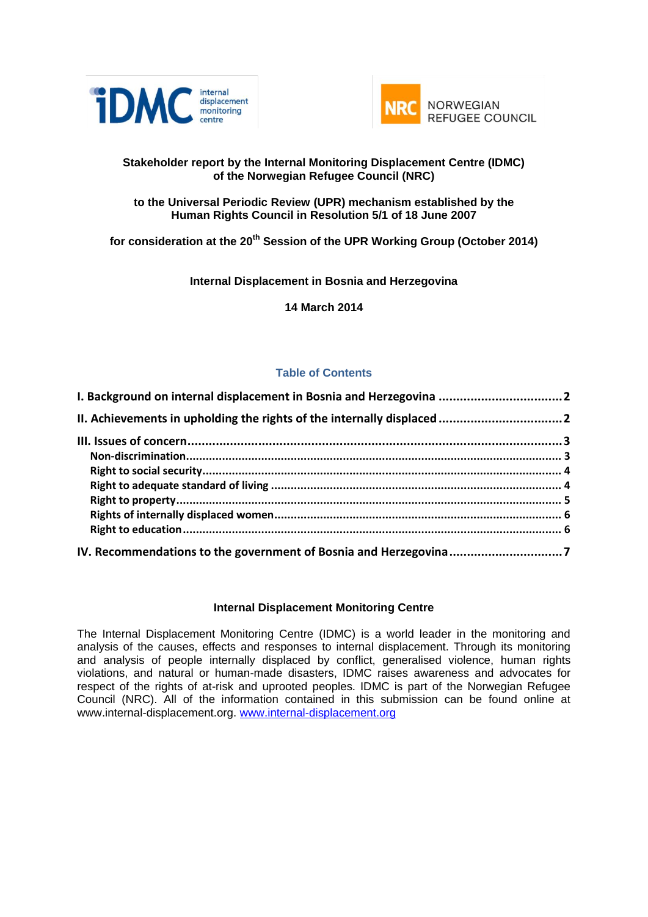iDMC internal displacement monitoring centre

NRC NORWEGIAN REFUGEE COUNCIL

**Stakeholder report by the Internal Monitoring Displacement Centre (IDMC) of the Norwegian Refugee Council (NRC)**

**to the Universal Periodic Review (UPR) mechanism established by the Human Rights Council in Resolution 5/1 of 18 June 2007**

**for consideration at the 20th Session of the UPR Working Group (October 2014)**

**Internal Displacement in Bosnia and Herzegovina**

**14 March 2014**

## Table of Contents

**I. Background on internal displacement in Bosnia and Herzegovina .................................. 2**

**II. Achievements in upholding the rights of the internally displaced .................................. 2**

**III. Issues of concern ........................................................................................................ 3**

- **Non-discrimination ............................................................................................................ 3**
- **Right to social security ...................................................................................................... 4**
- **Right to adequate standard of living ................................................................................... 4**
- **Right to property ............................................................................................................... 5**
- **Rights of internally displaced women ................................................................................. 6**
- **Right to education ............................................................................................................ 6**

**IV. Recommendations to the government of Bosnia and Herzegovina ............................... 7**

### Internal Displacement Monitoring Centre

The Internal Displacement Monitoring Centre (IDMC) is a world leader in the monitoring and analysis of the causes, effects and responses to internal displacement. Through its monitoring and analysis of people internally displaced by conflict, generalised violence, human rights violations, and natural or human-made disasters, IDMC raises awareness and advocates for respect of the rights of at-risk and uprooted peoples. IDMC is part of the Norwegian Refugee Council (NRC). All of the information contained in this submission can be found online at www.internal-displacement.org. [www.internal-displacement.org](http://www.internal-displacement.org)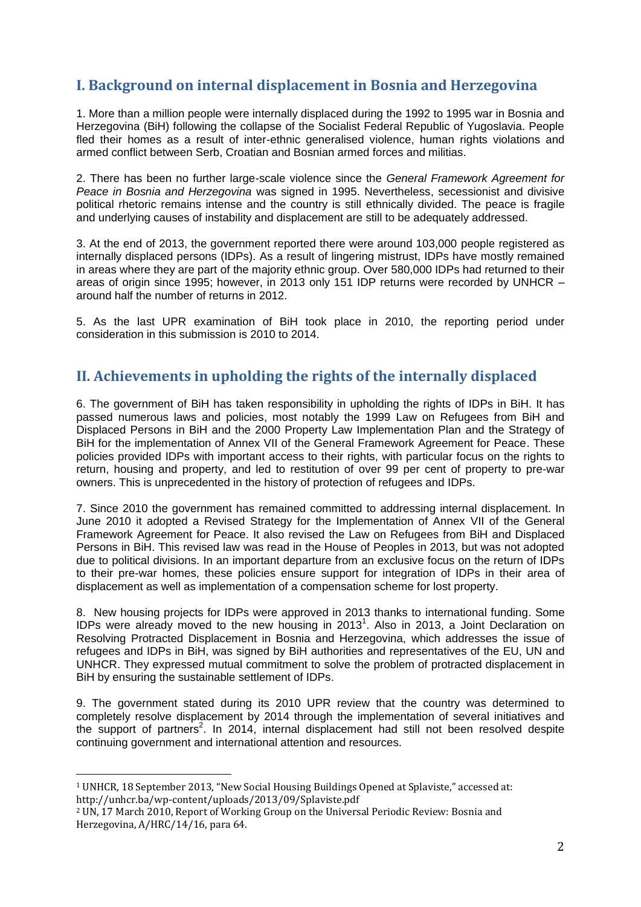## I. Background on internal displacement in Bosnia and Herzegovina

1. More than a million people were internally displaced during the 1992 to 1995 war in Bosnia and Herzegovina (BiH) following the collapse of the Socialist Federal Republic of Yugoslavia. People fled their homes as a result of inter-ethnic generalised violence, human rights violations and armed conflict between Serb, Croatian and Bosnian armed forces and militias.

2. There has been no further large-scale violence since the *General Framework Agreement for Peace in Bosnia and Herzegovina* was signed in 1995. Nevertheless, secessionist and divisive political rhetoric remains intense and the country is still ethnically divided. The peace is fragile and underlying causes of instability and displacement are still to be adequately addressed.

3. At the end of 2013, the government reported there were around 103,000 people registered as internally displaced persons (IDPs). As a result of lingering mistrust, IDPs have mostly remained in areas where they are part of the majority ethnic group. Over 580,000 IDPs had returned to their areas of origin since 1995; however, in 2013 only 151 IDP returns were recorded by UNHCR – around half the number of returns in 2012.

5. As the last UPR examination of BiH took place in 2010, the reporting period under consideration in this submission is 2010 to 2014.

## II. Achievements in upholding the rights of the internally displaced

6. The government of BiH has taken responsibility in upholding the rights of IDPs in BiH. It has passed numerous laws and policies, most notably the 1999 Law on Refugees from BiH and Displaced Persons in BiH and the 2000 Property Law Implementation Plan and the Strategy of BiH for the implementation of Annex VII of the General Framework Agreement for Peace. These policies provided IDPs with important access to their rights, with particular focus on the rights to return, housing and property, and led to restitution of over 99 per cent of property to pre-war owners. This is unprecedented in the history of protection of refugees and IDPs.

7. Since 2010 the government has remained committed to addressing internal displacement. In June 2010 it adopted a Revised Strategy for the Implementation of Annex VII of the General Framework Agreement for Peace. It also revised the Law on Refugees from BiH and Displaced Persons in BiH. This revised law was read in the House of Peoples in 2013, but was not adopted due to political divisions. In an important departure from an exclusive focus on the return of IDPs to their pre-war homes, these policies ensure support for integration of IDPs in their area of displacement as well as implementation of a compensation scheme for lost property.

8. New housing projects for IDPs were approved in 2013 thanks to international funding. Some IDPs were already moved to the new housing in 2013[1]. Also in 2013, a Joint Declaration on Resolving Protracted Displacement in Bosnia and Herzegovina, which addresses the issue of refugees and IDPs in BiH, was signed by BiH authorities and representatives of the EU, UN and UNHCR. They expressed mutual commitment to solve the problem of protracted displacement in BiH by ensuring the sustainable settlement of IDPs.

9. The government stated during its 2010 UPR review that the country was determined to completely resolve displacement by 2014 through the implementation of several initiatives and the support of partners[2]. In 2014, internal displacement had still not been resolved despite continuing government and international attention and resources.

---

[1] UNHCR, 18 September 2013, "New Social Housing Buildings Opened at Splaviste," accessed at: http://unhcr.ba/wp-content/uploads/2013/09/Splaviste.pdf

[2] UN, 17 March 2010, Report of Working Group on the Universal Periodic Review: Bosnia and Herzegovina, A/HRC/14/16, para 64.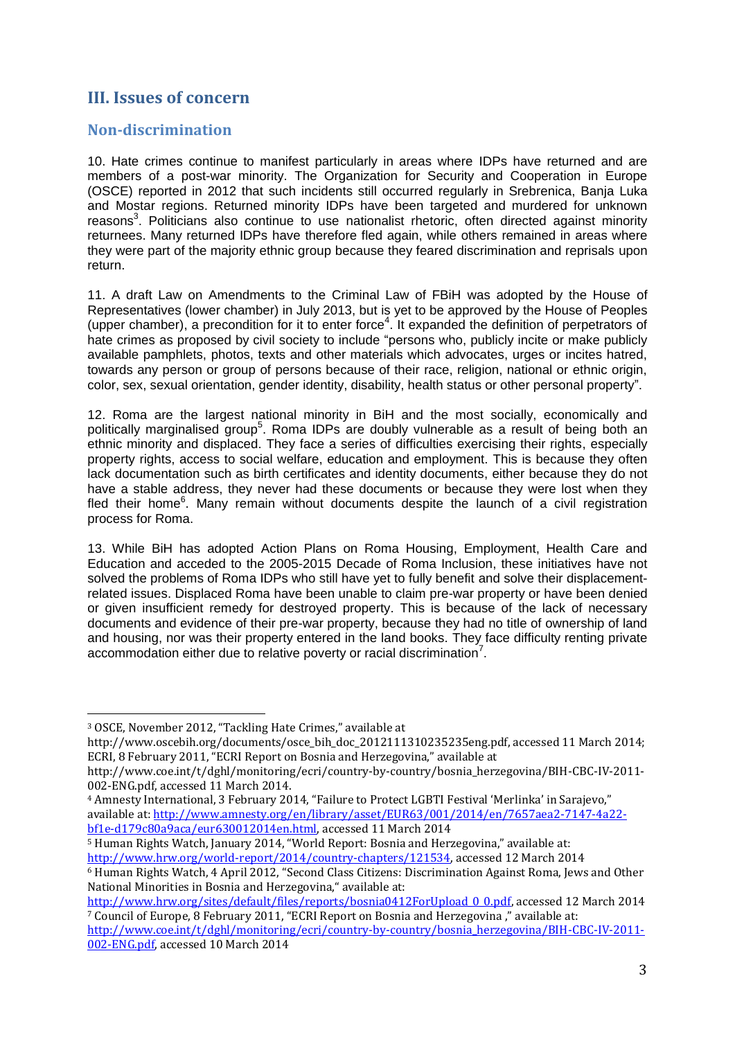## III. Issues of concern

### Non-discrimination

10. Hate crimes continue to manifest particularly in areas where IDPs have returned and are members of a post-war minority. The Organization for Security and Cooperation in Europe (OSCE) reported in 2012 that such incidents still occurred regularly in Srebrenica, Banja Luka and Mostar regions. Returned minority IDPs have been targeted and murdered for unknown reasons[3]. Politicians also continue to use nationalist rhetoric, often directed against minority returnees. Many returned IDPs have therefore fled again, while others remained in areas where they were part of the majority ethnic group because they feared discrimination and reprisals upon return.

11. A draft Law on Amendments to the Criminal Law of FBiH was adopted by the House of Representatives (lower chamber) in July 2013, but is yet to be approved by the House of Peoples (upper chamber), a precondition for it to enter force[4]. It expanded the definition of perpetrators of hate crimes as proposed by civil society to include "persons who, publicly incite or make publicly available pamphlets, photos, texts and other materials which advocates, urges or incites hatred, towards any person or group of persons because of their race, religion, national or ethnic origin, color, sex, sexual orientation, gender identity, disability, health status or other personal property".

12. Roma are the largest national minority in BiH and the most socially, economically and politically marginalised group[5]. Roma IDPs are doubly vulnerable as a result of being both an ethnic minority and displaced. They face a series of difficulties exercising their rights, especially property rights, access to social welfare, education and employment. This is because they often lack documentation such as birth certificates and identity documents, either because they do not have a stable address, they never had these documents or because they were lost when they fled their home[6]. Many remain without documents despite the launch of a civil registration process for Roma.

13. While BiH has adopted Action Plans on Roma Housing, Employment, Health Care and Education and acceded to the 2005-2015 Decade of Roma Inclusion, these initiatives have not solved the problems of Roma IDPs who still have yet to fully benefit and solve their displacement-related issues. Displaced Roma have been unable to claim pre-war property or have been denied or given insufficient remedy for destroyed property. This is because of the lack of necessary documents and evidence of their pre-war property, because they had no title of ownership of land and housing, nor was their property entered in the land books. They face difficulty renting private accommodation either due to relative poverty or racial discrimination[7].

---

[3] OSCE, November 2012, "Tackling Hate Crimes," available at http://www.oscebih.org/documents/osce_bih_doc_2012111310235235eng.pdf, accessed 11 March 2014; ECRI, 8 February 2011, "ECRI Report on Bosnia and Herzegovina," available at http://www.coe.int/t/dghl/monitoring/ecri/country-by-country/bosnia_herzegovina/BIH-CBC-IV-2011-002-ENG.pdf, accessed 11 March 2014.

[4] Amnesty International, 3 February 2014, "Failure to Protect LGBTI Festival 'Merlinka' in Sarajevo," available at: http://www.amnesty.org/en/library/asset/EUR63/001/2014/en/7657aea2-7147-4a22-bf1e-d179c80a9aca/eur630012014en.html, accessed 11 March 2014

[5] Human Rights Watch, January 2014, "World Report: Bosnia and Herzegovina," available at: http://www.hrw.org/world-report/2014/country-chapters/121534, accessed 12 March 2014

[6] Human Rights Watch, 4 April 2012, "Second Class Citizens: Discrimination Against Roma, Jews and Other National Minorities in Bosnia and Herzegovina," available at: http://www.hrw.org/sites/default/files/reports/bosnia0412ForUpload_0_0.pdf, accessed 12 March 2014

[7] Council of Europe, 8 February 2011, "ECRI Report on Bosnia and Herzegovina ," available at: http://www.coe.int/t/dghl/monitoring/ecri/country-by-country/bosnia_herzegovina/BIH-CBC-IV-2011-002-ENG.pdf, accessed 10 March 2014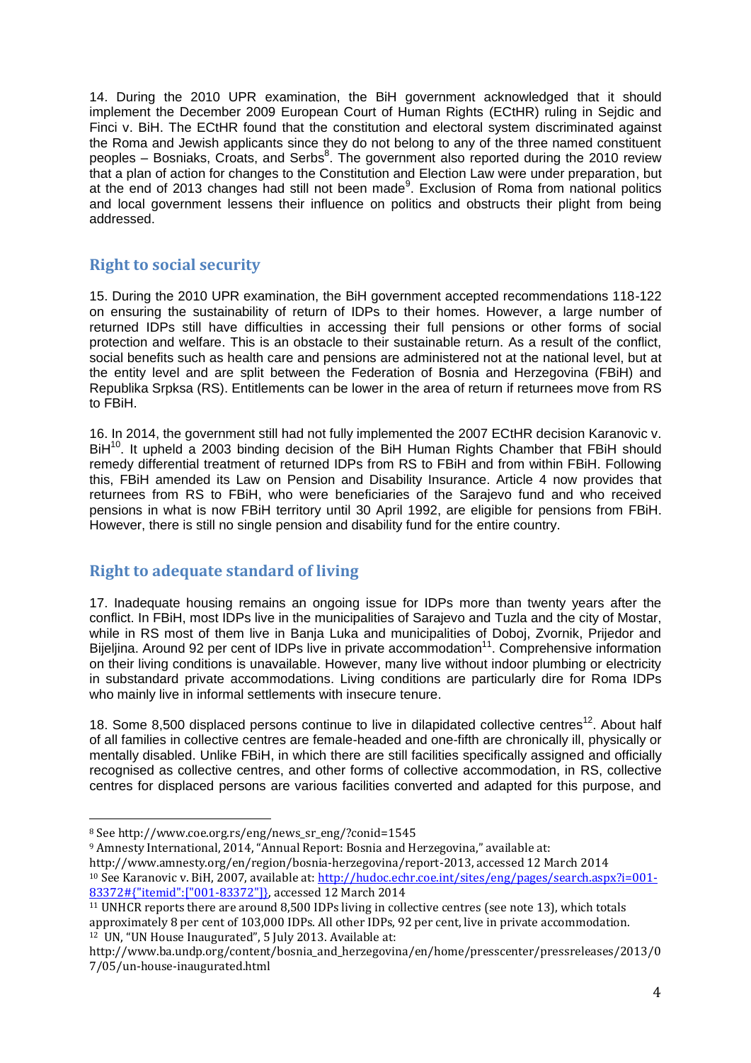14. During the 2010 UPR examination, the BiH government acknowledged that it should implement the December 2009 European Court of Human Rights (ECtHR) ruling in Sejdic and Finci v. BiH. The ECtHR found that the constitution and electoral system discriminated against the Roma and Jewish applicants since they do not belong to any of the three named constituent peoples – Bosniaks, Croats, and Serbs[8]. The government also reported during the 2010 review that a plan of action for changes to the Constitution and Election Law were under preparation, but at the end of 2013 changes had still not been made[9]. Exclusion of Roma from national politics and local government lessens their influence on politics and obstructs their plight from being addressed.

## Right to social security

15. During the 2010 UPR examination, the BiH government accepted recommendations 118-122 on ensuring the sustainability of return of IDPs to their homes. However, a large number of returned IDPs still have difficulties in accessing their full pensions or other forms of social protection and welfare. This is an obstacle to their sustainable return. As a result of the conflict, social benefits such as health care and pensions are administered not at the national level, but at the entity level and are split between the Federation of Bosnia and Herzegovina (FBiH) and Republika Srpksa (RS). Entitlements can be lower in the area of return if returnees move from RS to FBiH.

16. In 2014, the government still had not fully implemented the 2007 ECtHR decision Karanovic v. BiH[10]. It upheld a 2003 binding decision of the BiH Human Rights Chamber that FBiH should remedy differential treatment of returned IDPs from RS to FBiH and from within FBiH. Following this, FBiH amended its Law on Pension and Disability Insurance. Article 4 now provides that returnees from RS to FBiH, who were beneficiaries of the Sarajevo fund and who received pensions in what is now FBiH territory until 30 April 1992, are eligible for pensions from FBiH. However, there is still no single pension and disability fund for the entire country.

## Right to adequate standard of living

17. Inadequate housing remains an ongoing issue for IDPs more than twenty years after the conflict. In FBiH, most IDPs live in the municipalities of Sarajevo and Tuzla and the city of Mostar, while in RS most of them live in Banja Luka and municipalities of Doboj, Zvornik, Prijedor and Bijeljina. Around 92 per cent of IDPs live in private accommodation[11]. Comprehensive information on their living conditions is unavailable. However, many live without indoor plumbing or electricity in substandard private accommodations. Living conditions are particularly dire for Roma IDPs who mainly live in informal settlements with insecure tenure.

18. Some 8,500 displaced persons continue to live in dilapidated collective centres[12]. About half of all families in collective centres are female-headed and one-fifth are chronically ill, physically or mentally disabled. Unlike FBiH, in which there are still facilities specifically assigned and officially recognised as collective centres, and other forms of collective accommodation, in RS, collective centres for displaced persons are various facilities converted and adapted for this purpose, and

---

[8] See http://www.coe.org.rs/eng/news_sr_eng/?conid=1545

[9] Amnesty International, 2014, "Annual Report: Bosnia and Herzegovina," available at: http://www.amnesty.org/en/region/bosnia-herzegovina/report-2013, accessed 12 March 2014

[10] See Karanovic v. BiH, 2007, available at: http://hudoc.echr.coe.int/sites/eng/pages/search.aspx?i=001-83372#{"itemid":["001-83372"]}, accessed 12 March 2014

[11] UNHCR reports there are around 8,500 IDPs living in collective centres (see note 13), which totals approximately 8 per cent of 103,000 IDPs. All other IDPs, 92 per cent, live in private accommodation.

[12] UN, "UN House Inaugurated", 5 July 2013. Available at: http://www.ba.undp.org/content/bosnia_and_herzegovina/en/home/presscenter/pressreleases/2013/07/05/un-house-inaugurated.html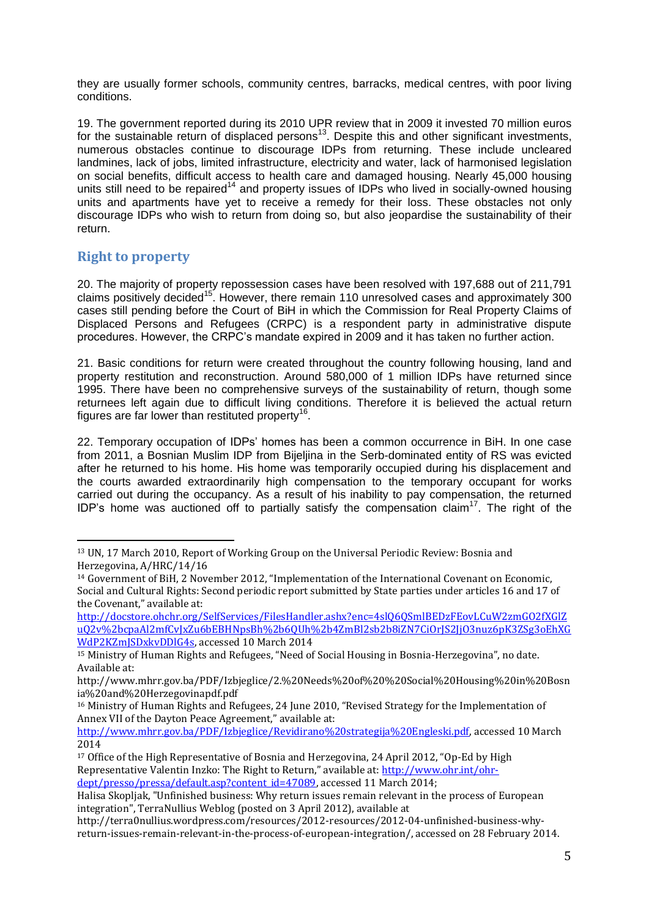they are usually former schools, community centres, barracks, medical centres, with poor living conditions.

19. The government reported during its 2010 UPR review that in 2009 it invested 70 million euros for the sustainable return of displaced persons[13]. Despite this and other significant investments, numerous obstacles continue to discourage IDPs from returning. These include uncleared landmines, lack of jobs, limited infrastructure, electricity and water, lack of harmonised legislation on social benefits, difficult access to health care and damaged housing. Nearly 45,000 housing units still need to be repaired[14] and property issues of IDPs who lived in socially-owned housing units and apartments have yet to receive a remedy for their loss. These obstacles not only discourage IDPs who wish to return from doing so, but also jeopardise the sustainability of their return.

## Right to property

20. The majority of property repossession cases have been resolved with 197,688 out of 211,791 claims positively decided[15]. However, there remain 110 unresolved cases and approximately 300 cases still pending before the Court of BiH in which the Commission for Real Property Claims of Displaced Persons and Refugees (CRPC) is a respondent party in administrative dispute procedures. However, the CRPC's mandate expired in 2009 and it has taken no further action.

21. Basic conditions for return were created throughout the country following housing, land and property restitution and reconstruction. Around 580,000 of 1 million IDPs have returned since 1995. There have been no comprehensive surveys of the sustainability of return, though some returnees left again due to difficult living conditions. Therefore it is believed the actual return figures are far lower than restituted property[16].

22. Temporary occupation of IDPs' homes has been a common occurrence in BiH. In one case from 2011, a Bosnian Muslim IDP from Bijeljina in the Serb-dominated entity of RS was evicted after he returned to his home. His home was temporarily occupied during his displacement and the courts awarded extraordinarily high compensation to the temporary occupant for works carried out during the occupancy. As a result of his inability to pay compensation, the returned IDP's home was auctioned off to partially satisfy the compensation claim[17]. The right of the

---

[13] UN, 17 March 2010, Report of Working Group on the Universal Periodic Review: Bosnia and Herzegovina, A/HRC/14/16

[14] Government of BiH, 2 November 2012, "Implementation of the International Covenant on Economic, Social and Cultural Rights: Second periodic report submitted by State parties under articles 16 and 17 of the Covenant," available at: http://docstore.ohchr.org/SelfServices/FilesHandler.ashx?enc=4slQ6QSmlBEDzFEovLCuW2zmGO2fXGlZuQ2v%2bcpaAl2mfCvJxZu6bEBHNpsBh%2b6QUh%2b4ZmBl2sb2b8iZN7CiOrJS2JjO3nuz6pK3ZSg3oEhXGWdP2KZmJSDxkvDDlG4s, accessed 10 March 2014

[15] Ministry of Human Rights and Refugees, "Need of Social Housing in Bosnia-Herzegovina", no date. Available at: http://www.mhrr.gov.ba/PDF/Izbjeglice/2.%20Needs%20of%20%20Social%20Housing%20in%20Bosnia%20and%20Herzegovinapdf.pdf

[16] Ministry of Human Rights and Refugees, 24 June 2010, "Revised Strategy for the Implementation of Annex VII of the Dayton Peace Agreement," available at: http://www.mhrr.gov.ba/PDF/Izbjeglice/Revidirano%20strategija%20Engleski.pdf, accessed 10 March 2014

[17] Office of the High Representative of Bosnia and Herzegovina, 24 April 2012, "Op-Ed by High Representative Valentin Inzko: The Right to Return," available at: http://www.ohr.int/ohr-dept/presso/pressa/default.asp?content_id=47089, accessed 11 March 2014;
Halisa Skopljak, "Unfinished business: Why return issues remain relevant in the process of European integration", TerraNullius Weblog (posted on 3 April 2012), available at http://terra0nullius.wordpress.com/resources/2012-resources/2012-04-unfinished-business-why-return-issues-remain-relevant-in-the-process-of-european-integration/, accessed on 28 February 2014.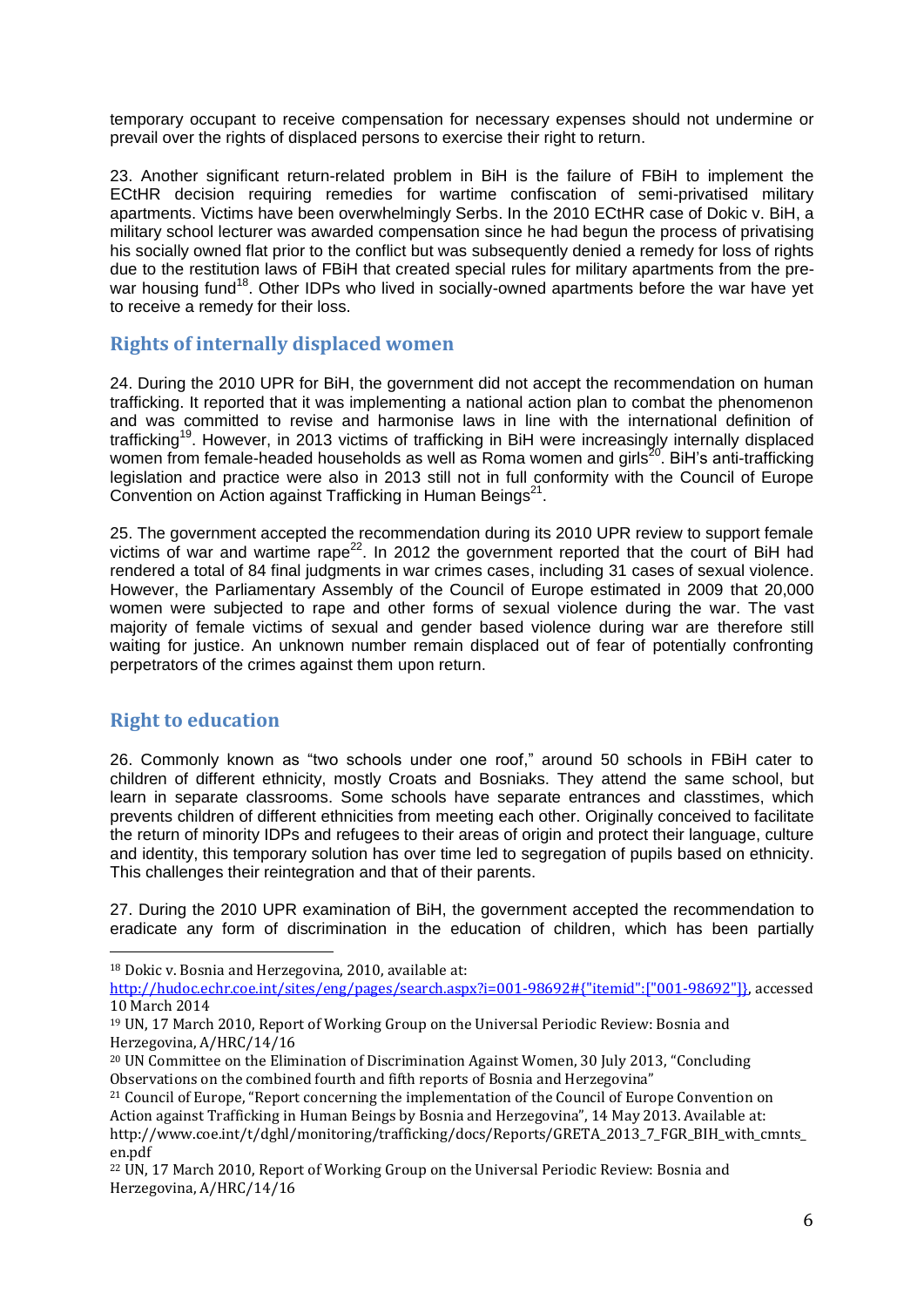temporary occupant to receive compensation for necessary expenses should not undermine or prevail over the rights of displaced persons to exercise their right to return.

23. Another significant return-related problem in BiH is the failure of FBiH to implement the ECtHR decision requiring remedies for wartime confiscation of semi-privatised military apartments. Victims have been overwhelmingly Serbs. In the 2010 ECtHR case of Dokic v. BiH, a military school lecturer was awarded compensation since he had begun the process of privatising his socially owned flat prior to the conflict but was subsequently denied a remedy for loss of rights due to the restitution laws of FBiH that created special rules for military apartments from the pre-war housing fund[18]. Other IDPs who lived in socially-owned apartments before the war have yet to receive a remedy for their loss.

## Rights of internally displaced women

24. During the 2010 UPR for BiH, the government did not accept the recommendation on human trafficking. It reported that it was implementing a national action plan to combat the phenomenon and was committed to revise and harmonise laws in line with the international definition of trafficking[19]. However, in 2013 victims of trafficking in BiH were increasingly internally displaced women from female-headed households as well as Roma women and girls[20]. BiH's anti-trafficking legislation and practice were also in 2013 still not in full conformity with the Council of Europe Convention on Action against Trafficking in Human Beings[21].

25. The government accepted the recommendation during its 2010 UPR review to support female victims of war and wartime rape[22]. In 2012 the government reported that the court of BiH had rendered a total of 84 final judgments in war crimes cases, including 31 cases of sexual violence. However, the Parliamentary Assembly of the Council of Europe estimated in 2009 that 20,000 women were subjected to rape and other forms of sexual violence during the war. The vast majority of female victims of sexual and gender based violence during war are therefore still waiting for justice. An unknown number remain displaced out of fear of potentially confronting perpetrators of the crimes against them upon return.

## Right to education

26. Commonly known as "two schools under one roof," around 50 schools in FBiH cater to children of different ethnicity, mostly Croats and Bosniaks. They attend the same school, but learn in separate classrooms. Some schools have separate entrances and classtimes, which prevents children of different ethnicities from meeting each other. Originally conceived to facilitate the return of minority IDPs and refugees to their areas of origin and protect their language, culture and identity, this temporary solution has over time led to segregation of pupils based on ethnicity. This challenges their reintegration and that of their parents.

27. During the 2010 UPR examination of BiH, the government accepted the recommendation to eradicate any form of discrimination in the education of children, which has been partially

---

[18] Dokic v. Bosnia and Herzegovina, 2010, available at: http://hudoc.echr.coe.int/sites/eng/pages/search.aspx?i=001-98692#{"itemid":["001-98692"]}, accessed 10 March 2014

[19] UN, 17 March 2010, Report of Working Group on the Universal Periodic Review: Bosnia and Herzegovina, A/HRC/14/16

[20] UN Committee on the Elimination of Discrimination Against Women, 30 July 2013, "Concluding Observations on the combined fourth and fifth reports of Bosnia and Herzegovina"

[21] Council of Europe, "Report concerning the implementation of the Council of Europe Convention on Action against Trafficking in Human Beings by Bosnia and Herzegovina", 14 May 2013. Available at: http://www.coe.int/t/dghl/monitoring/trafficking/docs/Reports/GRETA_2013_7_FGR_BIH_with_cmnts_en.pdf

[22] UN, 17 March 2010, Report of Working Group on the Universal Periodic Review: Bosnia and Herzegovina, A/HRC/14/16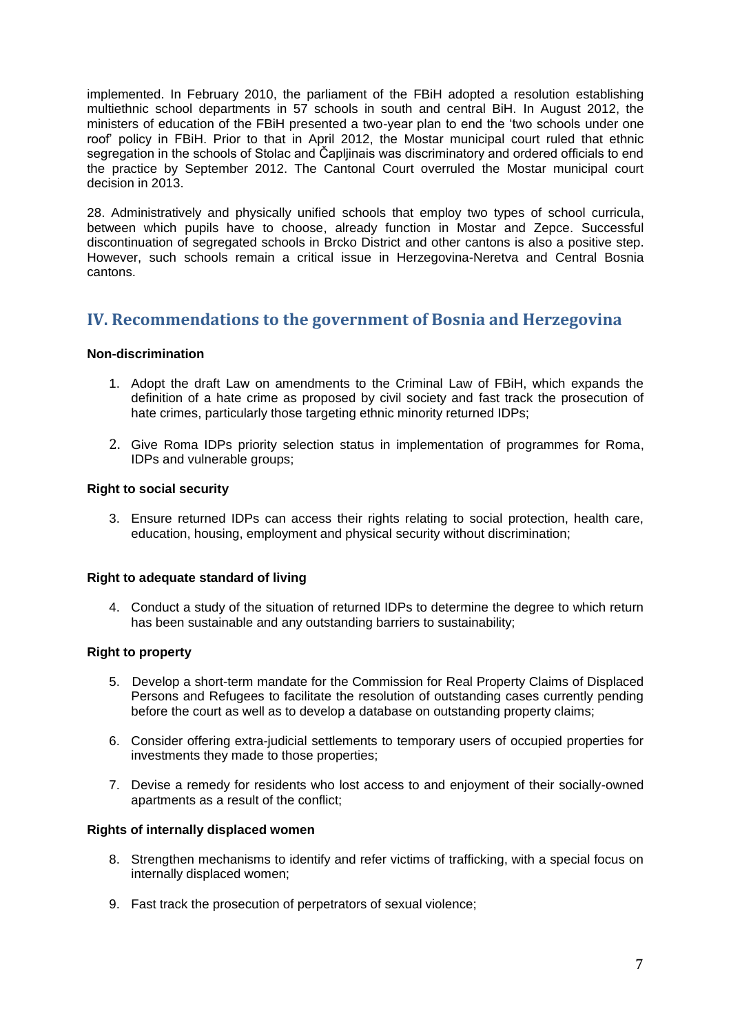implemented. In February 2010, the parliament of the FBiH adopted a resolution establishing multiethnic school departments in 57 schools in south and central BiH. In August 2012, the ministers of education of the FBiH presented a two-year plan to end the 'two schools under one roof' policy in FBiH. Prior to that in April 2012, the Mostar municipal court ruled that ethnic segregation in the schools of Stolac and Čapljinais was discriminatory and ordered officials to end the practice by September 2012. The Cantonal Court overruled the Mostar municipal court decision in 2013.

28. Administratively and physically unified schools that employ two types of school curricula, between which pupils have to choose, already function in Mostar and Zepce. Successful discontinuation of segregated schools in Brcko District and other cantons is also a positive step. However, such schools remain a critical issue in Herzegovina-Neretva and Central Bosnia cantons.

## IV. Recommendations to the government of Bosnia and Herzegovina

**Non-discrimination**

1. Adopt the draft Law on amendments to the Criminal Law of FBiH, which expands the definition of a hate crime as proposed by civil society and fast track the prosecution of hate crimes, particularly those targeting ethnic minority returned IDPs;

2. Give Roma IDPs priority selection status in implementation of programmes for Roma, IDPs and vulnerable groups;

**Right to social security**

3. Ensure returned IDPs can access their rights relating to social protection, health care, education, housing, employment and physical security without discrimination;

**Right to adequate standard of living**

4. Conduct a study of the situation of returned IDPs to determine the degree to which return has been sustainable and any outstanding barriers to sustainability;

**Right to property**

5. Develop a short-term mandate for the Commission for Real Property Claims of Displaced Persons and Refugees to facilitate the resolution of outstanding cases currently pending before the court as well as to develop a database on outstanding property claims;

6. Consider offering extra-judicial settlements to temporary users of occupied properties for investments they made to those properties;

7. Devise a remedy for residents who lost access to and enjoyment of their socially-owned apartments as a result of the conflict;

**Rights of internally displaced women**

8. Strengthen mechanisms to identify and refer victims of trafficking, with a special focus on internally displaced women;

9. Fast track the prosecution of perpetrators of sexual violence;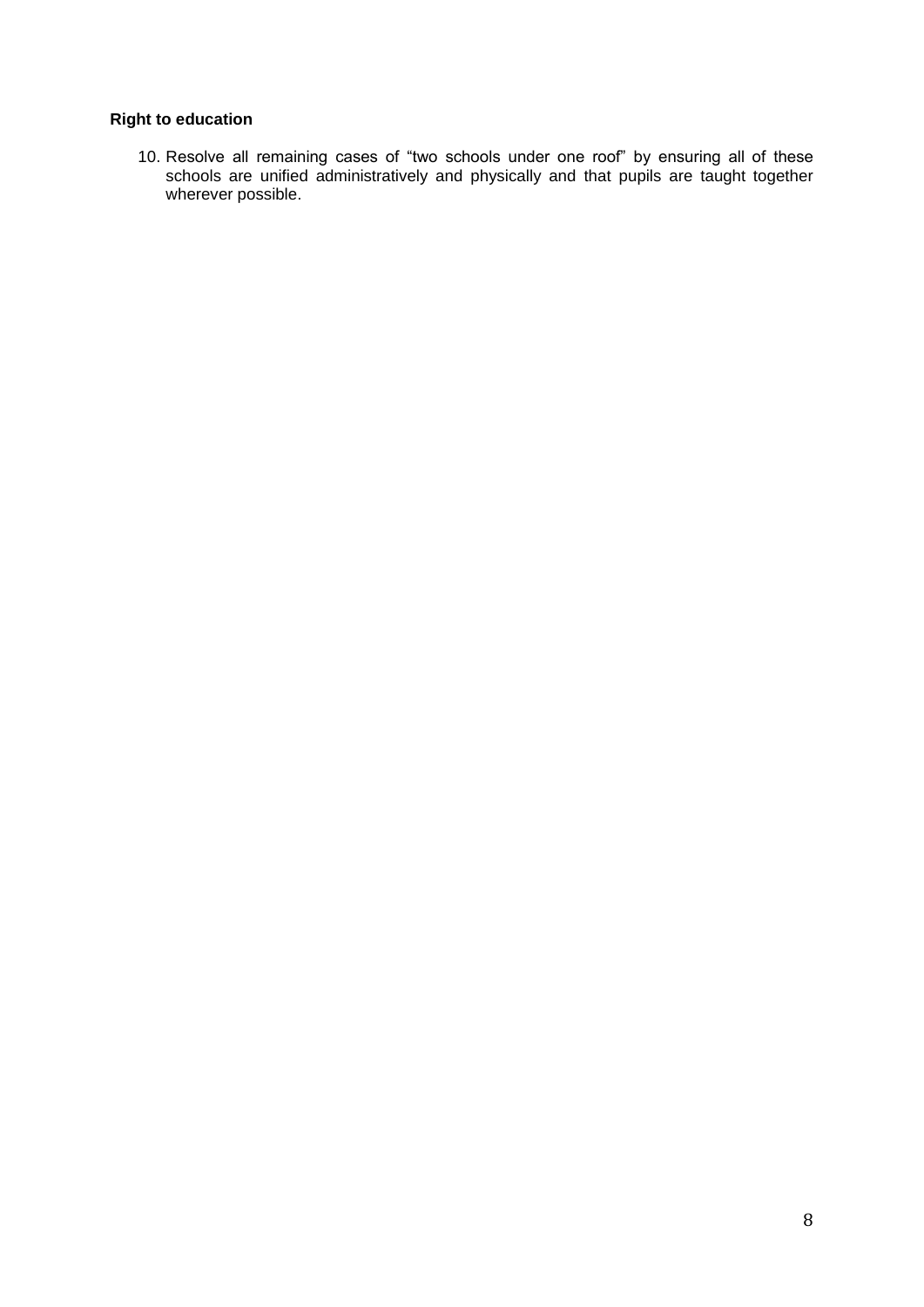**Right to education**

10. Resolve all remaining cases of "two schools under one roof" by ensuring all of these schools are unified administratively and physically and that pupils are taught together wherever possible.